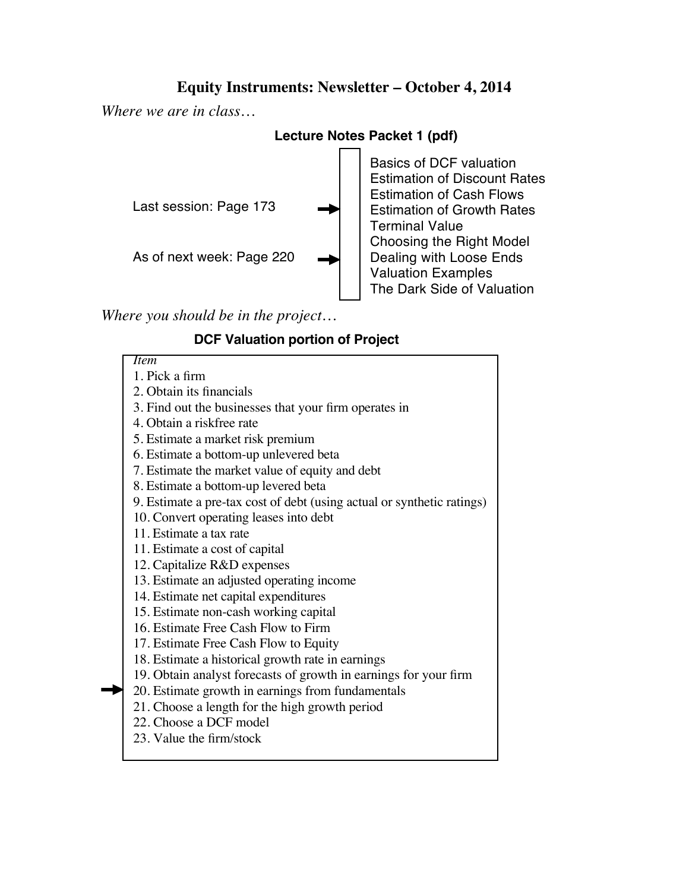# Equity Instruments: Newsletter – October 4, 2014

*Where we are in class…*

**Lecture Notes Packet 1 (pdf)**

Last session: Page 173 →

As of next week: Page 220 →

- Basics of DCF valuation
- Estimation of Discount Rates
- Estimation of Cash Flows
- Estimation of Growth Rates
- Terminal Value
- Choosing the Right Model
- Dealing with Loose Ends
- Valuation Examples
- The Dark Side of Valuation

*Where you should be in the project…*

**DCF Valuation portion of Project**

*Item*

1. Pick a firm
2. Obtain its financials
3. Find out the businesses that your firm operates in
4. Obtain a riskfree rate
5. Estimate a market risk premium
6. Estimate a bottom-up unlevered beta
7. Estimate the market value of equity and debt
8. Estimate a bottom-up levered beta
9. Estimate a pre-tax cost of debt (using actual or synthetic ratings)
10. Convert operating leases into debt
11. Estimate a tax rate
11. Estimate a cost of capital
12. Capitalize R&D expenses
13. Estimate an adjusted operating income
14. Estimate net capital expenditures
15. Estimate non-cash working capital
16. Estimate Free Cash Flow to Firm
17. Estimate Free Cash Flow to Equity
18. Estimate a historical growth rate in earnings
19. Obtain analyst forecasts of growth in earnings for your firm
20. Estimate growth in earnings from fundamentals ←
21. Choose a length for the high growth period
22. Choose a DCF model
23. Value the firm/stock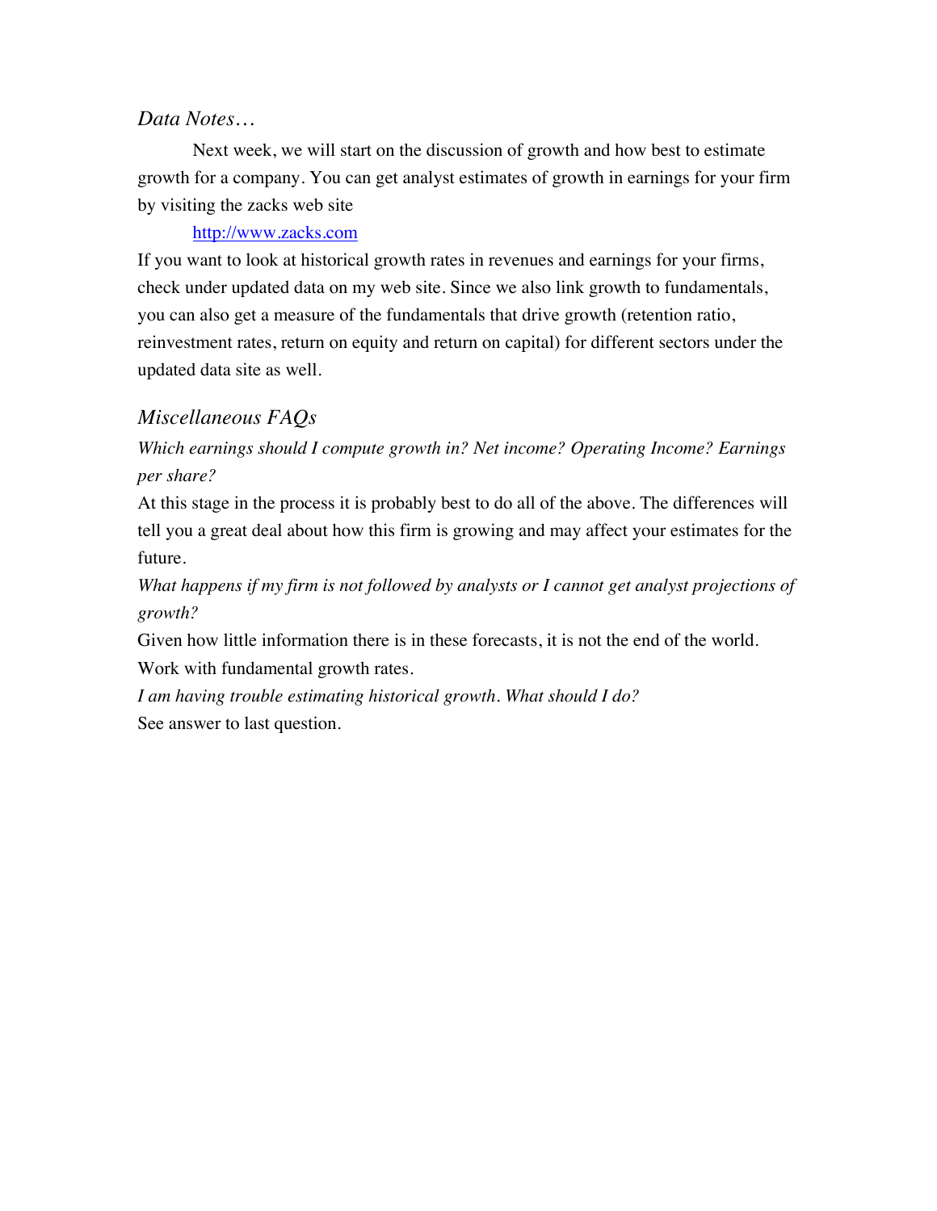## *Data Notes…*

Next week, we will start on the discussion of growth and how best to estimate growth for a company. You can get analyst estimates of growth in earnings for your firm by visiting the zacks web site

[http://www.zacks.com](http://www.zacks.com)

If you want to look at historical growth rates in revenues and earnings for your firms, check under updated data on my web site. Since we also link growth to fundamentals, you can also get a measure of the fundamentals that drive growth (retention ratio, reinvestment rates, return on equity and return on capital) for different sectors under the updated data site as well.

## *Miscellaneous FAQs*

*Which earnings should I compute growth in? Net income? Operating Income? Earnings per share?*

At this stage in the process it is probably best to do all of the above. The differences will tell you a great deal about how this firm is growing and may affect your estimates for the future.

*What happens if my firm is not followed by analysts or I cannot get analyst projections of growth?*

Given how little information there is in these forecasts, it is not the end of the world. Work with fundamental growth rates.

*I am having trouble estimating historical growth. What should I do?*

See answer to last question.